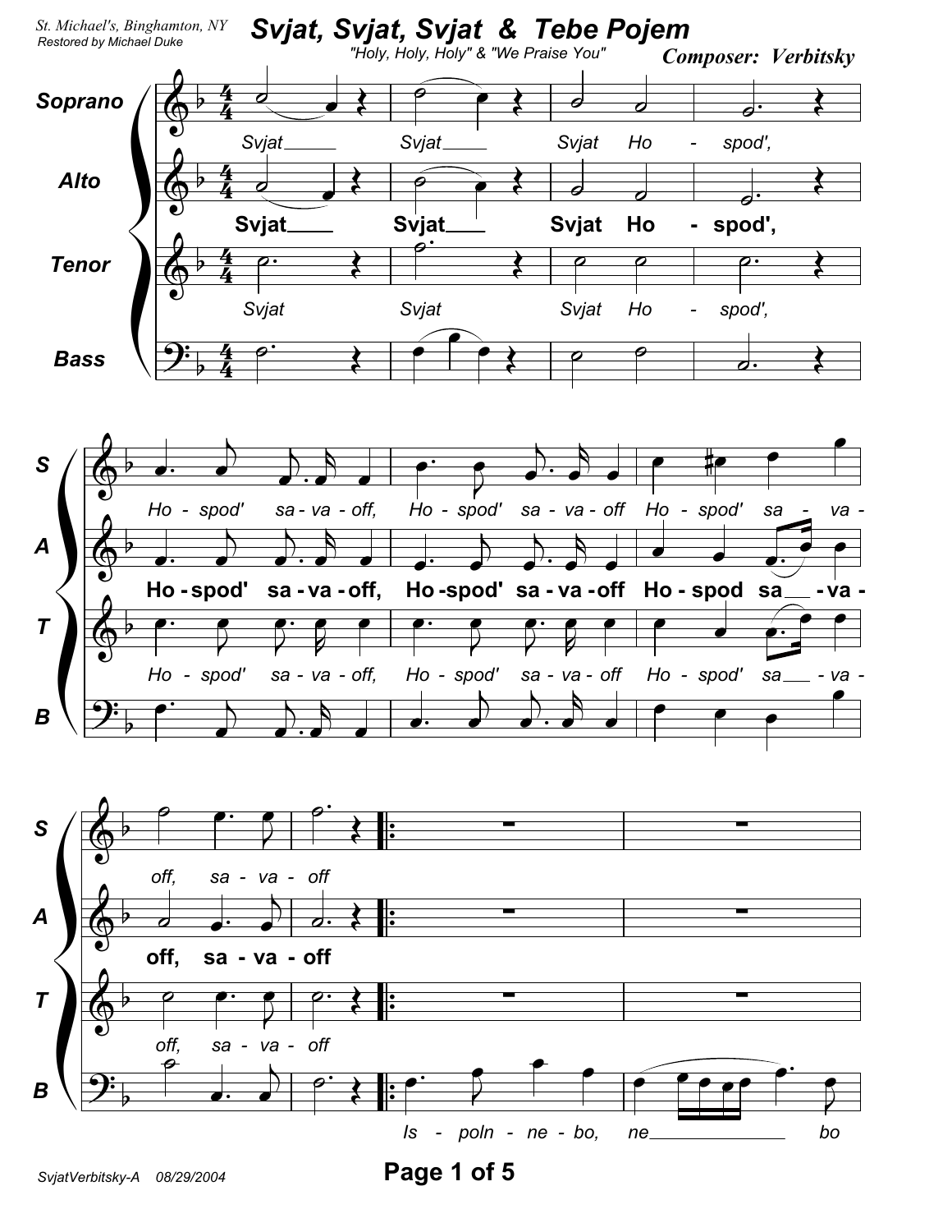St. Michael's, Binghamton, NY
Restored by Michael Duke

# Svjat, Svjat, Svjat & Tebe Pojem

"Holy, Holy, Holy" & "We Praise You"

**Composer: Verbitsky**

Soprano / Alto / Tenor / Bass

Svjat Svjat Svjat Ho - spod',

Ho - spod' sa - va - off, Ho - spod' sa - va - off Ho - spod' sa - va - off, sa - va - off

Is - poln - ne - bo, ne bo

SvjatVerbitsky-A 08/29/2004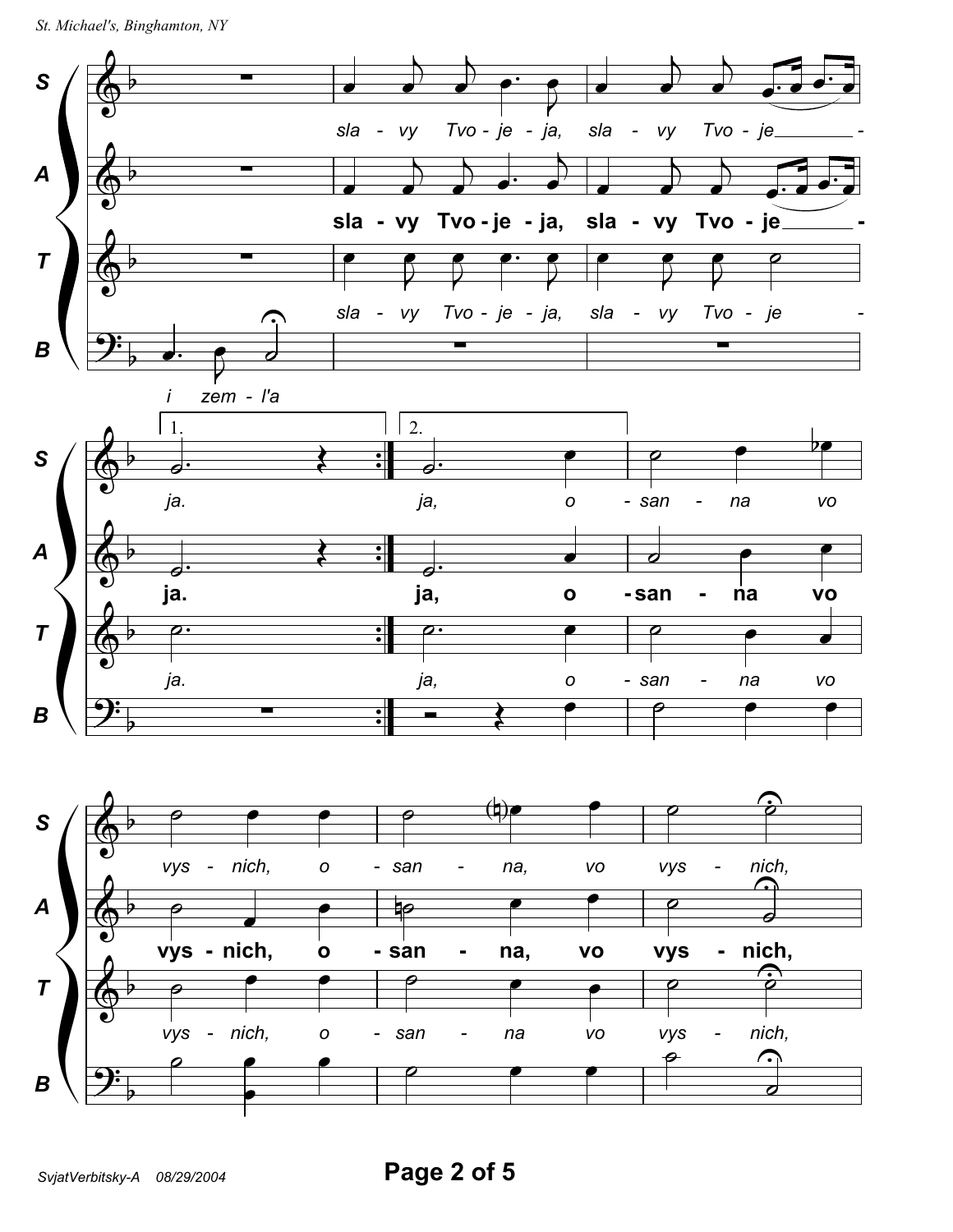S: sla - vy Tvo - je - ja, sla - vy Tvo - je - ja. ja, o - san - na vo vys - nich, o - san - na, vo vys - nich,

A: sla - vy Tvo - je - ja, sla - vy Tvo - je - ja. ja, o - san - na vo vys - nich, o - san - na, vo vys - nich,

T: sla - vy Tvo - je - ja, sla - vy Tvo - je - ja. ja, o - san - na vo vys - nich, o - san - na vo vys - nich,

B: i zem - l'a

1. 2.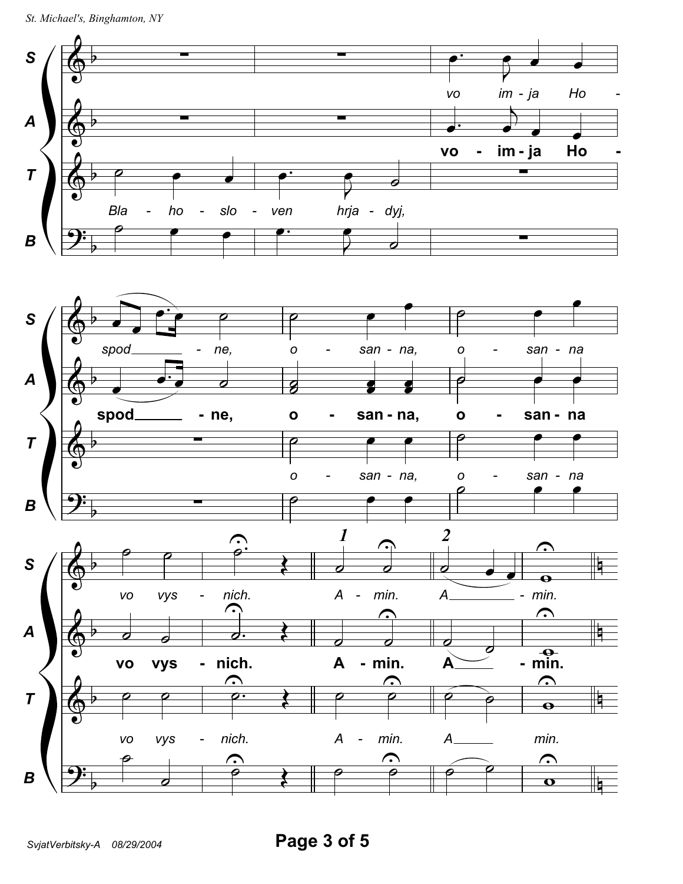S: vo im - ja Ho - spod - ne, o - san - na, o - san - na vo vys - nich. A - min. A - min.

A: vo - im - ja Ho - spod - ne, o - san - na, o - san - na vo vys - nich. A - min. A - min.

T: Bla - ho - slo - ven hrja - dyj, o - san - na, o - san - na vo vys - nich. A - min. A min.

B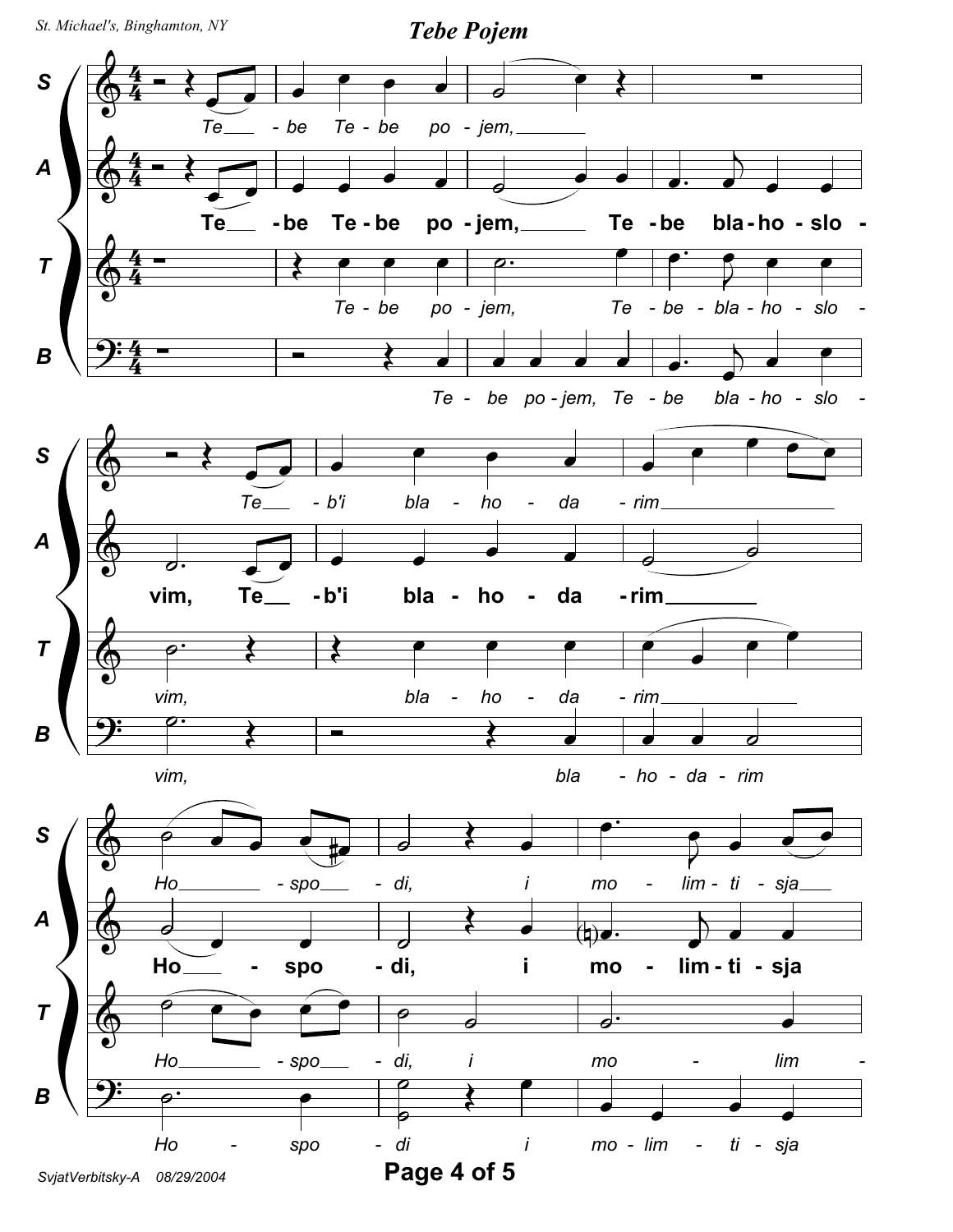# Tebe Pojem

S: Te___ - be Te - be po - jem,_______ Te___ - b'i bla - ho - da - rim_________________ Ho________ - spo___ - di, i mo - lim - ti - sja___

A: Te___ - be Te - be po - jem,______ Te - be bla - ho - slo - vim, Te__ - b'i bla - ho - da - rim________ Ho___ - spo - di, i mo - lim - ti - sja

T: Te - be po - jem, Te - be - bla - ho - slo - vim, bla - ho - da - rim_____________ Ho________ - spo___ - di, i mo - lim -

B: Te - be po - jem, Te - be bla - ho - slo - vim, bla - ho - da - rim Ho - spo - di i mo - lim - ti - sja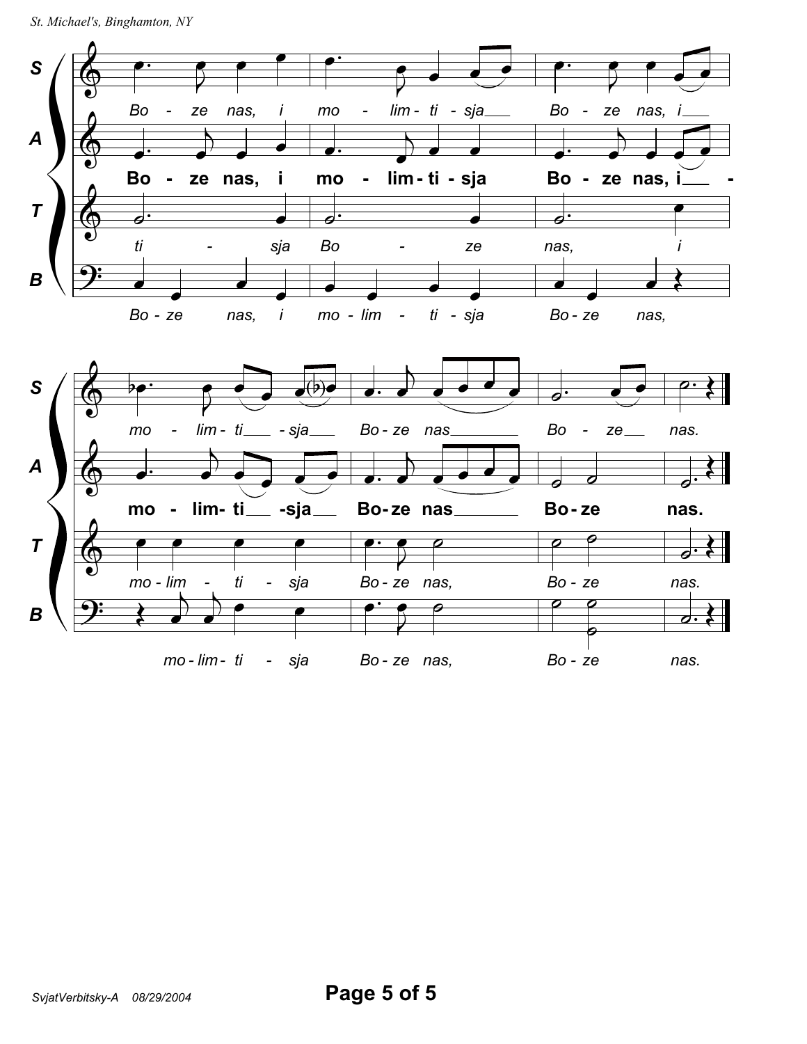**S**

Bo - ze nas, i mo - lim - ti - sja Bo - ze nas, i mo - lim - ti - sja Bo - ze nas Bo - ze nas.

**A**

Bo - ze nas, i mo - lim - ti - sja Bo - ze nas, i - mo - lim - ti - sja Bo - ze nas Bo - ze nas.

**T**

ti - sja Bo - ze nas, i mo - lim - ti - sja Bo - ze nas, Bo - ze nas.

**B**

Bo - ze nas, i mo - lim - ti - sja Bo - ze nas, mo - lim - ti - sja Bo - ze nas, Bo - ze nas.